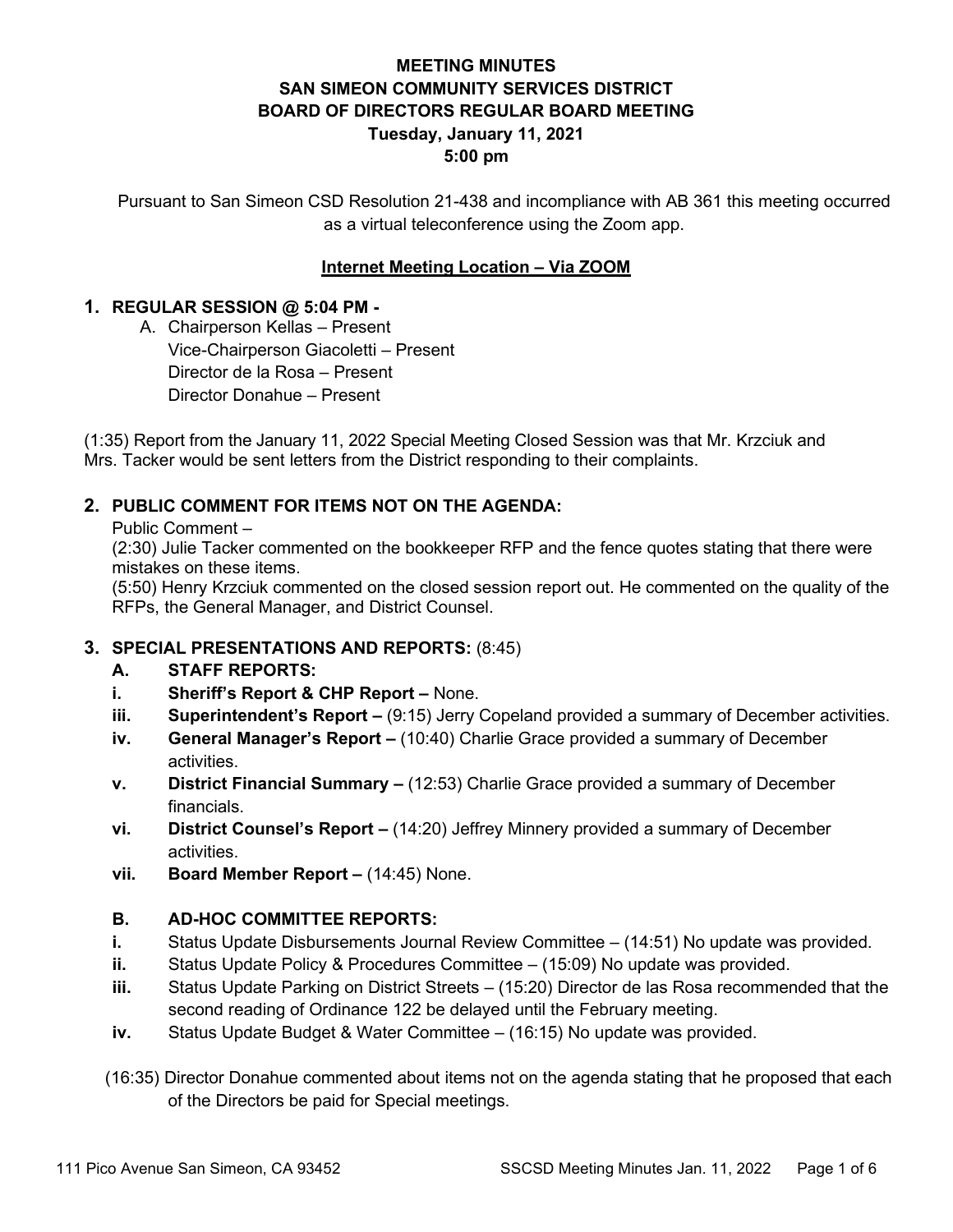**MEETING MINUTES**
**SAN SIMEON COMMUNITY SERVICES DISTRICT**
**BOARD OF DIRECTORS REGULAR BOARD MEETING**
**Tuesday, January 11, 2021**
**5:00 pm**

Pursuant to San Simeon CSD Resolution 21-438 and incompliance with AB 361 this meeting occurred as a virtual teleconference using the Zoom app.

**Internet Meeting Location – Via ZOOM**

## 1. REGULAR SESSION @ 5:04 PM -

A. Chairperson Kellas – Present
Vice-Chairperson Giacoletti – Present
Director de la Rosa – Present
Director Donahue – Present

(1:35) Report from the January 11, 2022 Special Meeting Closed Session was that Mr. Krzciuk and Mrs. Tacker would be sent letters from the District responding to their complaints.

## 2. PUBLIC COMMENT FOR ITEMS NOT ON THE AGENDA:

Public Comment –
(2:30) Julie Tacker commented on the bookkeeper RFP and the fence quotes stating that there were mistakes on these items.
(5:50) Henry Krzciuk commented on the closed session report out. He commented on the quality of the RFPs, the General Manager, and District Counsel.

## 3. SPECIAL PRESENTATIONS AND REPORTS: (8:45)

**A. STAFF REPORTS:**

- **i. Sheriff's Report & CHP Report –** None.
- **iii. Superintendent's Report –** (9:15) Jerry Copeland provided a summary of December activities.
- **iv. General Manager's Report –** (10:40) Charlie Grace provided a summary of December activities.
- **v. District Financial Summary –** (12:53) Charlie Grace provided a summary of December financials.
- **vi. District Counsel's Report –** (14:20) Jeffrey Minnery provided a summary of December activities.
- **vii. Board Member Report –** (14:45) None.

**B. AD-HOC COMMITTEE REPORTS:**

- **i.** Status Update Disbursements Journal Review Committee – (14:51) No update was provided.
- **ii.** Status Update Policy & Procedures Committee – (15:09) No update was provided.
- **iii.** Status Update Parking on District Streets – (15:20) Director de las Rosa recommended that the second reading of Ordinance 122 be delayed until the February meeting.
- **iv.** Status Update Budget & Water Committee – (16:15) No update was provided.

(16:35) Director Donahue commented about items not on the agenda stating that he proposed that each of the Directors be paid for Special meetings.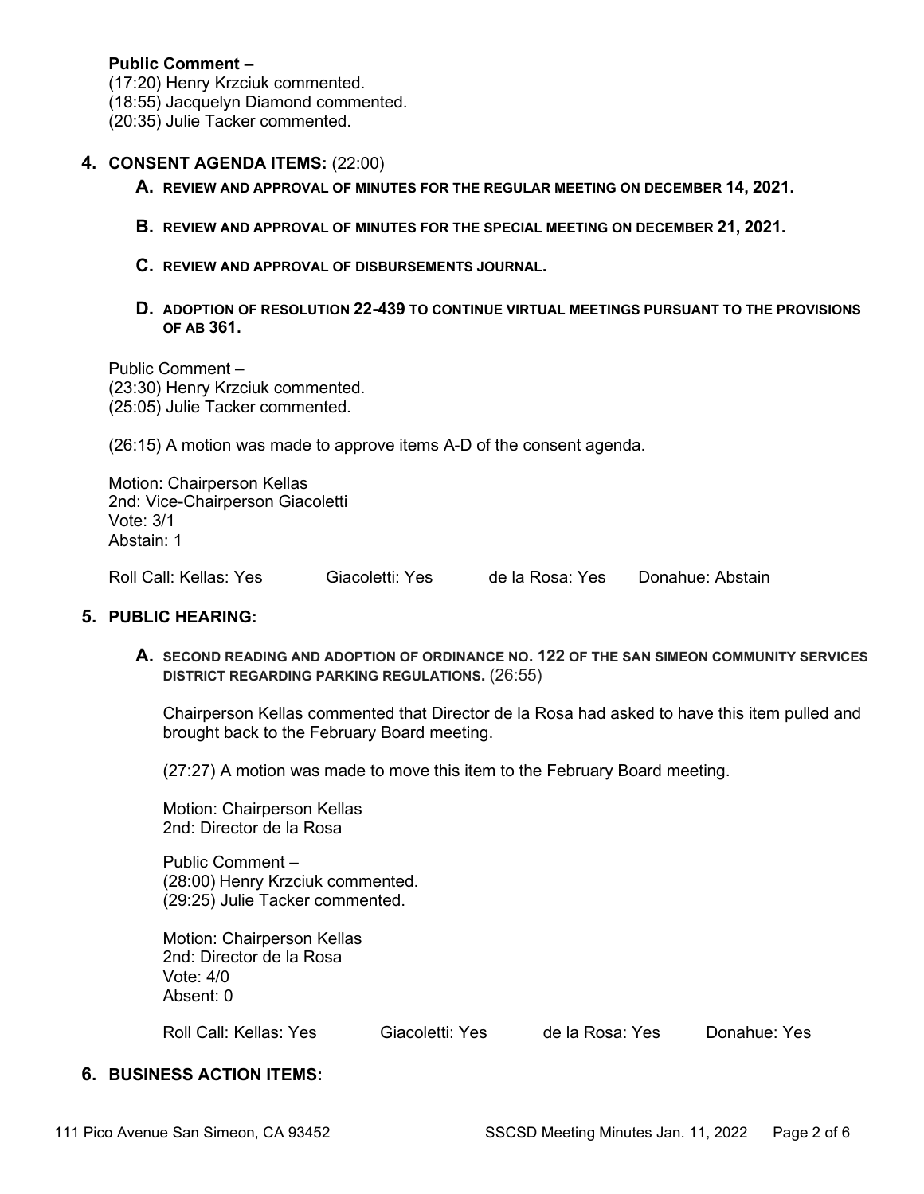**Public Comment –**
(17:20) Henry Krzciuk commented.
(18:55) Jacquelyn Diamond commented.
(20:35) Julie Tacker commented.

## 4. CONSENT AGENDA ITEMS: (22:00)

**A. REVIEW AND APPROVAL OF MINUTES FOR THE REGULAR MEETING ON DECEMBER 14, 2021.**

**B. REVIEW AND APPROVAL OF MINUTES FOR THE SPECIAL MEETING ON DECEMBER 21, 2021.**

**C. REVIEW AND APPROVAL OF DISBURSEMENTS JOURNAL.**

**D. ADOPTION OF RESOLUTION 22-439 TO CONTINUE VIRTUAL MEETINGS PURSUANT TO THE PROVISIONS OF AB 361.**

Public Comment –
(23:30) Henry Krzciuk commented.
(25:05) Julie Tacker commented.

(26:15) A motion was made to approve items A-D of the consent agenda.

Motion: Chairperson Kellas
2nd: Vice-Chairperson Giacoletti
Vote: 3/1
Abstain: 1

Roll Call: Kellas: Yes Giacoletti: Yes de la Rosa: Yes Donahue: Abstain

## 5. PUBLIC HEARING:

**A. SECOND READING AND ADOPTION OF ORDINANCE NO. 122 OF THE SAN SIMEON COMMUNITY SERVICES DISTRICT REGARDING PARKING REGULATIONS.** (26:55)

Chairperson Kellas commented that Director de la Rosa had asked to have this item pulled and brought back to the February Board meeting.

(27:27) A motion was made to move this item to the February Board meeting.

Motion: Chairperson Kellas
2nd: Director de la Rosa

Public Comment –
(28:00) Henry Krzciuk commented.
(29:25) Julie Tacker commented.

Motion: Chairperson Kellas
2nd: Director de la Rosa
Vote: 4/0
Absent: 0

Roll Call: Kellas: Yes Giacoletti: Yes de la Rosa: Yes Donahue: Yes

## 6. BUSINESS ACTION ITEMS: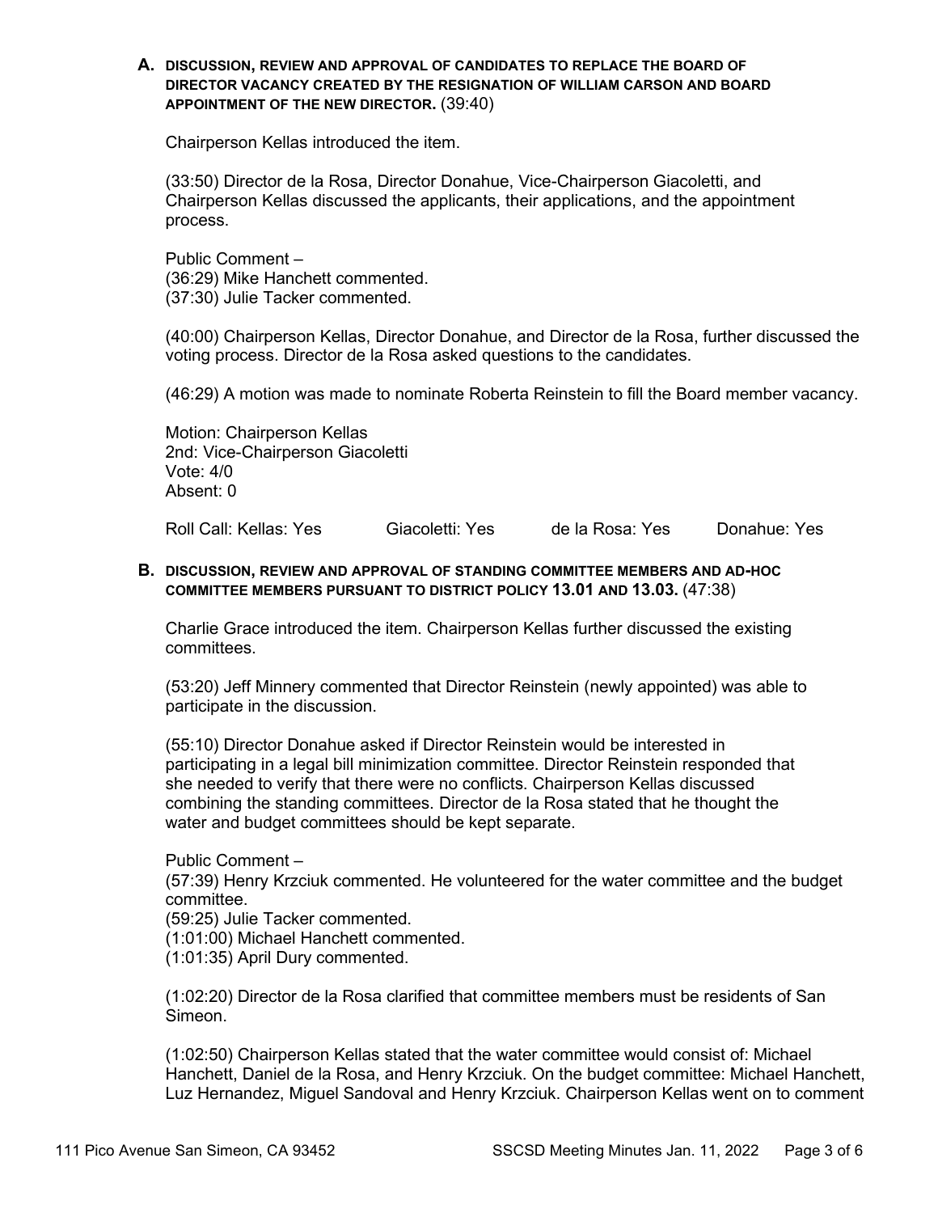**A. DISCUSSION, REVIEW AND APPROVAL OF CANDIDATES TO REPLACE THE BOARD OF DIRECTOR VACANCY CREATED BY THE RESIGNATION OF WILLIAM CARSON AND BOARD APPOINTMENT OF THE NEW DIRECTOR.** (39:40)

Chairperson Kellas introduced the item.

(33:50) Director de la Rosa, Director Donahue, Vice-Chairperson Giacoletti, and Chairperson Kellas discussed the applicants, their applications, and the appointment process.

Public Comment –
(36:29) Mike Hanchett commented.
(37:30) Julie Tacker commented.

(40:00) Chairperson Kellas, Director Donahue, and Director de la Rosa, further discussed the voting process. Director de la Rosa asked questions to the candidates.

(46:29) A motion was made to nominate Roberta Reinstein to fill the Board member vacancy.

Motion: Chairperson Kellas
2nd: Vice-Chairperson Giacoletti
Vote: 4/0
Absent: 0

Roll Call: Kellas: Yes Giacoletti: Yes de la Rosa: Yes Donahue: Yes

**B. DISCUSSION, REVIEW AND APPROVAL OF STANDING COMMITTEE MEMBERS AND AD-HOC COMMITTEE MEMBERS PURSUANT TO DISTRICT POLICY 13.01 AND 13.03.** (47:38)

Charlie Grace introduced the item. Chairperson Kellas further discussed the existing committees.

(53:20) Jeff Minnery commented that Director Reinstein (newly appointed) was able to participate in the discussion.

(55:10) Director Donahue asked if Director Reinstein would be interested in participating in a legal bill minimization committee. Director Reinstein responded that she needed to verify that there were no conflicts. Chairperson Kellas discussed combining the standing committees. Director de la Rosa stated that he thought the water and budget committees should be kept separate.

Public Comment –
(57:39) Henry Krzciuk commented. He volunteered for the water committee and the budget committee.
(59:25) Julie Tacker commented.
(1:01:00) Michael Hanchett commented.
(1:01:35) April Dury commented.

(1:02:20) Director de la Rosa clarified that committee members must be residents of San Simeon.

(1:02:50) Chairperson Kellas stated that the water committee would consist of: Michael Hanchett, Daniel de la Rosa, and Henry Krzciuk. On the budget committee: Michael Hanchett, Luz Hernandez, Miguel Sandoval and Henry Krzciuk. Chairperson Kellas went on to comment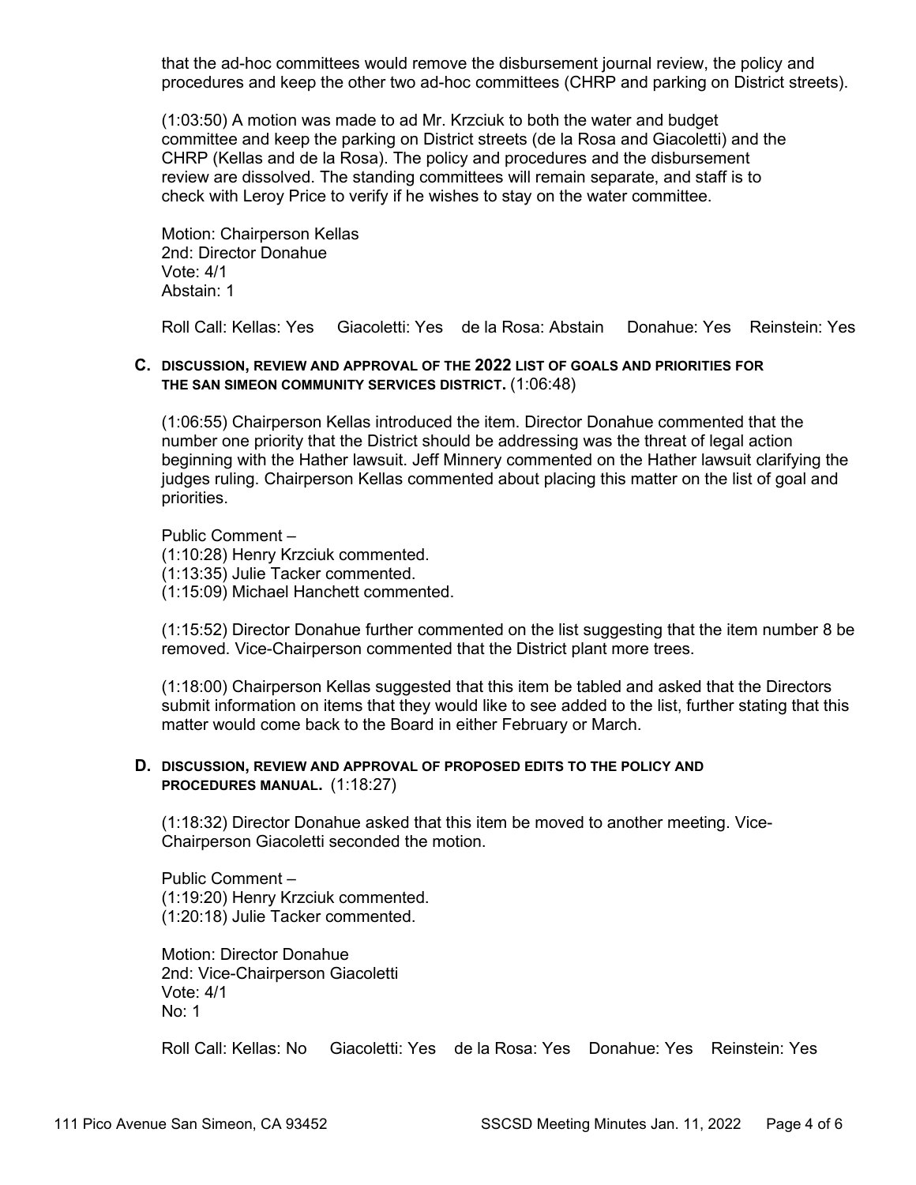that the ad-hoc committees would remove the disbursement journal review, the policy and procedures and keep the other two ad-hoc committees (CHRP and parking on District streets).

(1:03:50) A motion was made to ad Mr. Krzciuk to both the water and budget committee and keep the parking on District streets (de la Rosa and Giacoletti) and the CHRP (Kellas and de la Rosa). The policy and procedures and the disbursement review are dissolved. The standing committees will remain separate, and staff is to check with Leroy Price to verify if he wishes to stay on the water committee.

Motion: Chairperson Kellas
2nd: Director Donahue
Vote: 4/1
Abstain: 1

Roll Call: Kellas: Yes Giacoletti: Yes de la Rosa: Abstain Donahue: Yes Reinstein: Yes

**C. DISCUSSION, REVIEW AND APPROVAL OF THE 2022 LIST OF GOALS AND PRIORITIES FOR THE SAN SIMEON COMMUNITY SERVICES DISTRICT.** (1:06:48)

(1:06:55) Chairperson Kellas introduced the item. Director Donahue commented that the number one priority that the District should be addressing was the threat of legal action beginning with the Hather lawsuit. Jeff Minnery commented on the Hather lawsuit clarifying the judges ruling. Chairperson Kellas commented about placing this matter on the list of goal and priorities.

Public Comment –
(1:10:28) Henry Krzciuk commented.
(1:13:35) Julie Tacker commented.
(1:15:09) Michael Hanchett commented.

(1:15:52) Director Donahue further commented on the list suggesting that the item number 8 be removed. Vice-Chairperson commented that the District plant more trees.

(1:18:00) Chairperson Kellas suggested that this item be tabled and asked that the Directors submit information on items that they would like to see added to the list, further stating that this matter would come back to the Board in either February or March.

**D. DISCUSSION, REVIEW AND APPROVAL OF PROPOSED EDITS TO THE POLICY AND PROCEDURES MANUAL.** (1:18:27)

(1:18:32) Director Donahue asked that this item be moved to another meeting. Vice-Chairperson Giacoletti seconded the motion.

Public Comment –
(1:19:20) Henry Krzciuk commented.
(1:20:18) Julie Tacker commented.

Motion: Director Donahue
2nd: Vice-Chairperson Giacoletti
Vote: 4/1
No: 1

Roll Call: Kellas: No Giacoletti: Yes de la Rosa: Yes Donahue: Yes Reinstein: Yes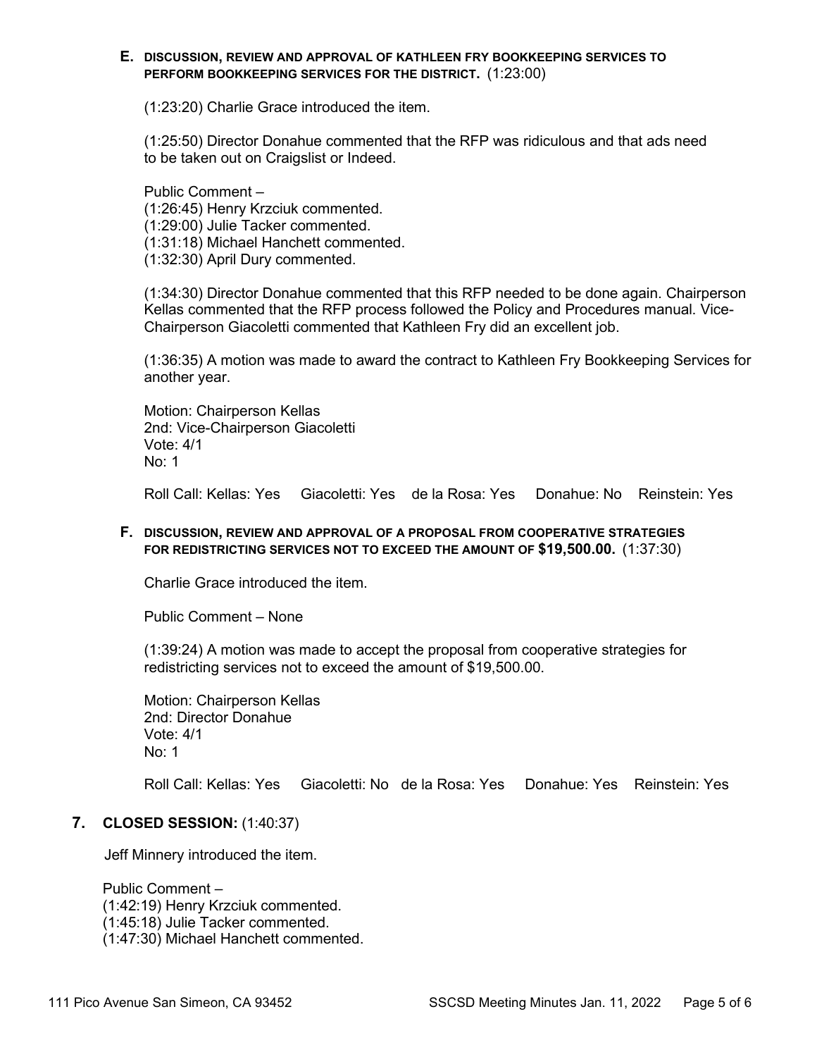**E. DISCUSSION, REVIEW AND APPROVAL OF KATHLEEN FRY BOOKKEEPING SERVICES TO PERFORM BOOKKEEPING SERVICES FOR THE DISTRICT.** (1:23:00)

(1:23:20) Charlie Grace introduced the item.

(1:25:50) Director Donahue commented that the RFP was ridiculous and that ads need to be taken out on Craigslist or Indeed.

Public Comment –
(1:26:45) Henry Krzciuk commented.
(1:29:00) Julie Tacker commented.
(1:31:18) Michael Hanchett commented.
(1:32:30) April Dury commented.

(1:34:30) Director Donahue commented that this RFP needed to be done again. Chairperson Kellas commented that the RFP process followed the Policy and Procedures manual. Vice-Chairperson Giacoletti commented that Kathleen Fry did an excellent job.

(1:36:35) A motion was made to award the contract to Kathleen Fry Bookkeeping Services for another year.

Motion: Chairperson Kellas
2nd: Vice-Chairperson Giacoletti
Vote: 4/1
No: 1

Roll Call: Kellas: Yes Giacoletti: Yes de la Rosa: Yes Donahue: No Reinstein: Yes

**F. DISCUSSION, REVIEW AND APPROVAL OF A PROPOSAL FROM COOPERATIVE STRATEGIES FOR REDISTRICTING SERVICES NOT TO EXCEED THE AMOUNT OF $19,500.00.** (1:37:30)

Charlie Grace introduced the item.

Public Comment – None

(1:39:24) A motion was made to accept the proposal from cooperative strategies for redistricting services not to exceed the amount of $19,500.00.

Motion: Chairperson Kellas
2nd: Director Donahue
Vote: 4/1
No: 1

Roll Call: Kellas: Yes Giacoletti: No de la Rosa: Yes Donahue: Yes Reinstein: Yes

## 7. CLOSED SESSION: (1:40:37)

Jeff Minnery introduced the item.

Public Comment –
(1:42:19) Henry Krzciuk commented.
(1:45:18) Julie Tacker commented.
(1:47:30) Michael Hanchett commented.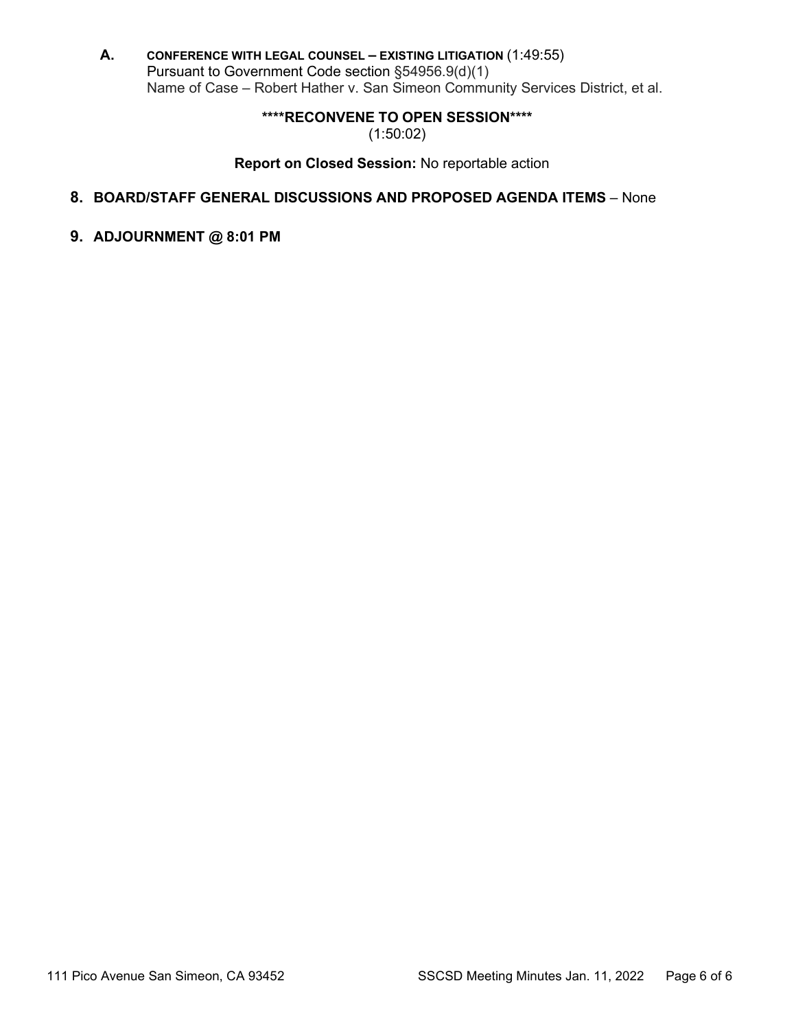**A. CONFERENCE WITH LEGAL COUNSEL – EXISTING LITIGATION** (1:49:55)
Pursuant to Government Code section §54956.9(d)(1)
Name of Case – Robert Hather v. San Simeon Community Services District, et al.

**\*\*\*\*RECONVENE TO OPEN SESSION\*\*\*\***
(1:50:02)

**Report on Closed Session:** No reportable action

**8. BOARD/STAFF GENERAL DISCUSSIONS AND PROPOSED AGENDA ITEMS** – None

**9. ADJOURNMENT @ 8:01 PM**